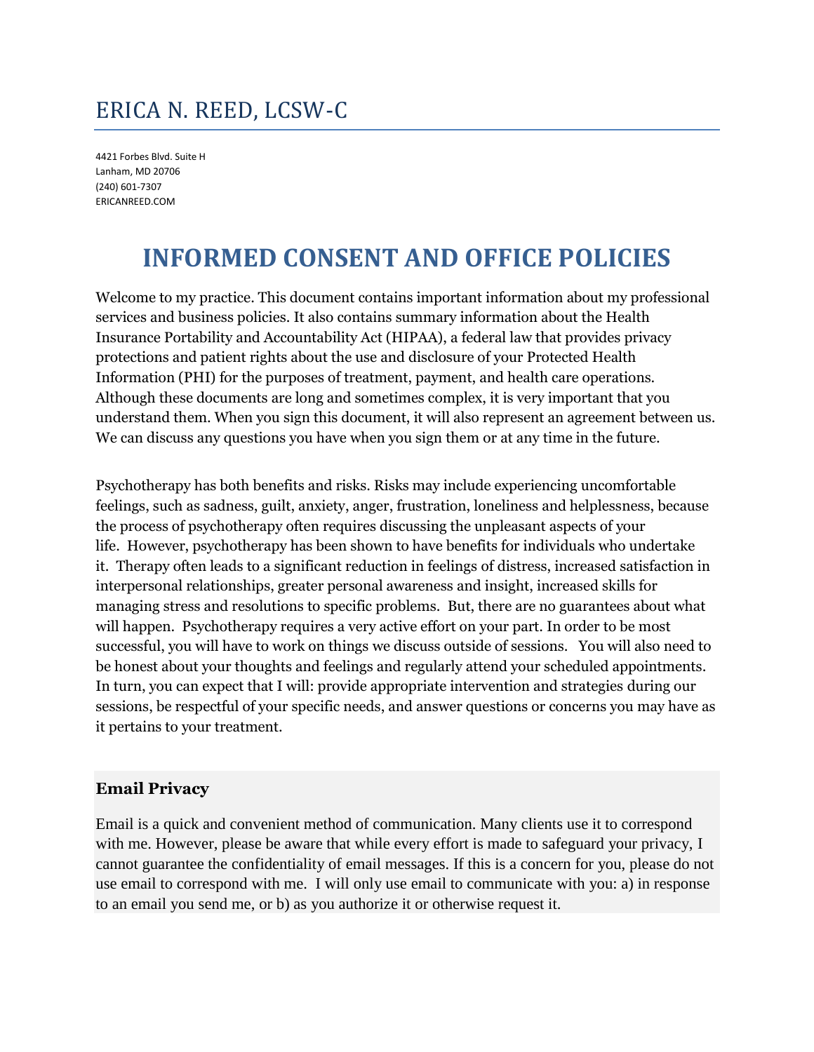# ERICA N. REED, LCSW-C

4421 Forbes Blvd. Suite H
Lanham, MD 20706
(240) 601-7307
ERICANREED.COM

## INFORMED CONSENT AND OFFICE POLICIES

Welcome to my practice. This document contains important information about my professional services and business policies. It also contains summary information about the Health Insurance Portability and Accountability Act (HIPAA), a federal law that provides privacy protections and patient rights about the use and disclosure of your Protected Health Information (PHI) for the purposes of treatment, payment, and health care operations. Although these documents are long and sometimes complex, it is very important that you understand them. When you sign this document, it will also represent an agreement between us. We can discuss any questions you have when you sign them or at any time in the future.

Psychotherapy has both benefits and risks. Risks may include experiencing uncomfortable feelings, such as sadness, guilt, anxiety, anger, frustration, loneliness and helplessness, because the process of psychotherapy often requires discussing the unpleasant aspects of your life. However, psychotherapy has been shown to have benefits for individuals who undertake it. Therapy often leads to a significant reduction in feelings of distress, increased satisfaction in interpersonal relationships, greater personal awareness and insight, increased skills for managing stress and resolutions to specific problems. But, there are no guarantees about what will happen. Psychotherapy requires a very active effort on your part. In order to be most successful, you will have to work on things we discuss outside of sessions. You will also need to be honest about your thoughts and feelings and regularly attend your scheduled appointments. In turn, you can expect that I will: provide appropriate intervention and strategies during our sessions, be respectful of your specific needs, and answer questions or concerns you may have as it pertains to your treatment.

### Email Privacy

Email is a quick and convenient method of communication. Many clients use it to correspond with me. However, please be aware that while every effort is made to safeguard your privacy, I cannot guarantee the confidentiality of email messages. If this is a concern for you, please do not use email to correspond with me. I will only use email to communicate with you: a) in response to an email you send me, or b) as you authorize it or otherwise request it.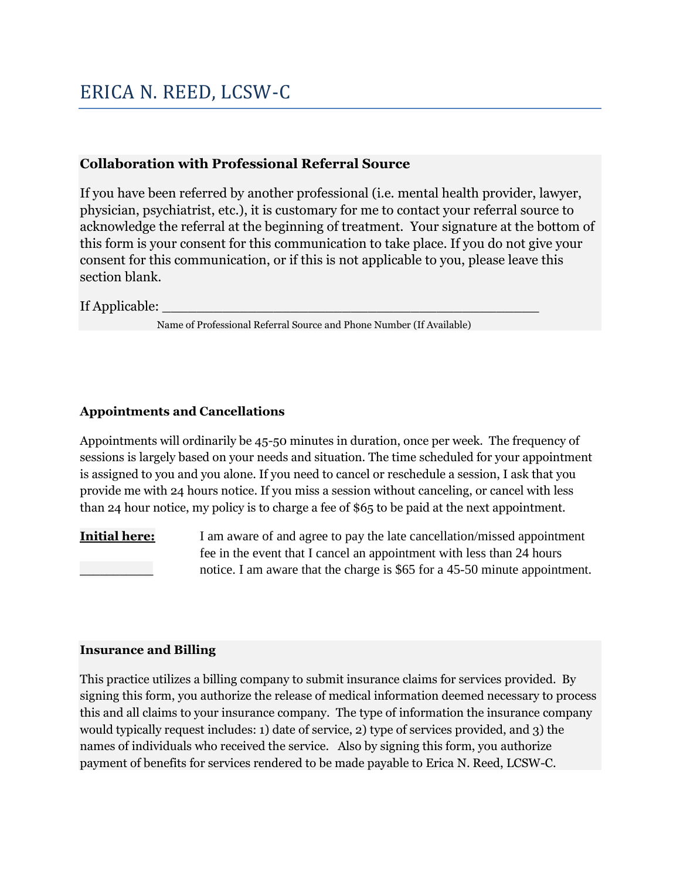# ERICA N. REED, LCSW-C

### Collaboration with Professional Referral Source

If you have been referred by another professional (i.e. mental health provider, lawyer, physician, psychiatrist, etc.), it is customary for me to contact your referral source to acknowledge the referral at the beginning of treatment. Your signature at the bottom of this form is your consent for this communication to take place. If you do not give your consent for this communication, or if this is not applicable to you, please leave this section blank.

If Applicable: ______________________________________________

Name of Professional Referral Source and Phone Number (If Available)

### Appointments and Cancellations

Appointments will ordinarily be 45-50 minutes in duration, once per week. The frequency of sessions is largely based on your needs and situation. The time scheduled for your appointment is assigned to you and you alone. If you need to cancel or reschedule a session, I ask that you provide me with 24 hours notice. If you miss a session without canceling, or cancel with less than 24 hour notice, my policy is to charge a fee of $65 to be paid at the next appointment.

**Initial here:** __________

I am aware of and agree to pay the late cancellation/missed appointment fee in the event that I cancel an appointment with less than 24 hours notice. I am aware that the charge is $65 for a 45-50 minute appointment.

### Insurance and Billing

This practice utilizes a billing company to submit insurance claims for services provided. By signing this form, you authorize the release of medical information deemed necessary to process this and all claims to your insurance company. The type of information the insurance company would typically request includes: 1) date of service, 2) type of services provided, and 3) the names of individuals who received the service. Also by signing this form, you authorize payment of benefits for services rendered to be made payable to Erica N. Reed, LCSW-C.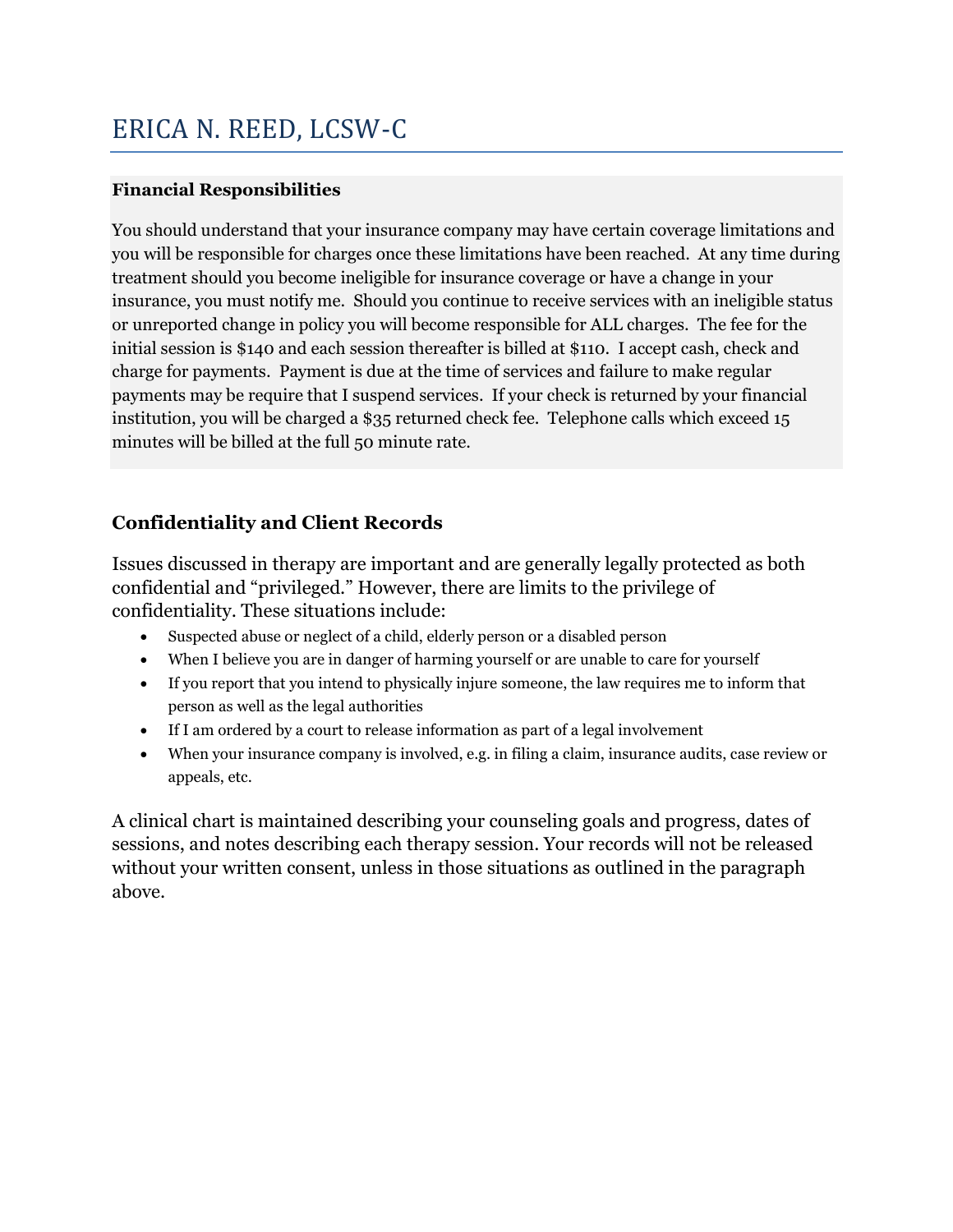# ERICA N. REED, LCSW-C

**Financial Responsibilities**

You should understand that your insurance company may have certain coverage limitations and you will be responsible for charges once these limitations have been reached. At any time during treatment should you become ineligible for insurance coverage or have a change in your insurance, you must notify me. Should you continue to receive services with an ineligible status or unreported change in policy you will become responsible for ALL charges. The fee for the initial session is $140 and each session thereafter is billed at $110. I accept cash, check and charge for payments. Payment is due at the time of services and failure to make regular payments may be require that I suspend services. If your check is returned by your financial institution, you will be charged a $35 returned check fee. Telephone calls which exceed 15 minutes will be billed at the full 50 minute rate.

## Confidentiality and Client Records

Issues discussed in therapy are important and are generally legally protected as both confidential and "privileged." However, there are limits to the privilege of confidentiality. These situations include:

- Suspected abuse or neglect of a child, elderly person or a disabled person
- When I believe you are in danger of harming yourself or are unable to care for yourself
- If you report that you intend to physically injure someone, the law requires me to inform that person as well as the legal authorities
- If I am ordered by a court to release information as part of a legal involvement
- When your insurance company is involved, e.g. in filing a claim, insurance audits, case review or appeals, etc.

A clinical chart is maintained describing your counseling goals and progress, dates of sessions, and notes describing each therapy session. Your records will not be released without your written consent, unless in those situations as outlined in the paragraph above.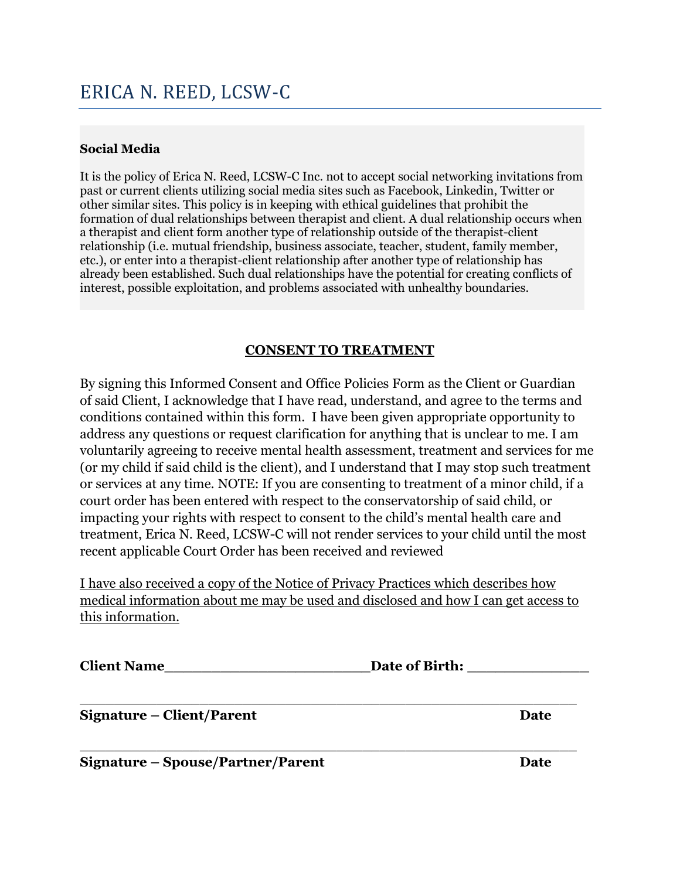# ERICA N. REED, LCSW-C

**Social Media**

It is the policy of Erica N. Reed, LCSW-C Inc. not to accept social networking invitations from past or current clients utilizing social media sites such as Facebook, Linkedin, Twitter or other similar sites. This policy is in keeping with ethical guidelines that prohibit the formation of dual relationships between therapist and client. A dual relationship occurs when a therapist and client form another type of relationship outside of the therapist-client relationship (i.e. mutual friendship, business associate, teacher, student, family member, etc.), or enter into a therapist-client relationship after another type of relationship has already been established. Such dual relationships have the potential for creating conflicts of interest, possible exploitation, and problems associated with unhealthy boundaries.

## CONSENT TO TREATMENT

By signing this Informed Consent and Office Policies Form as the Client or Guardian of said Client, I acknowledge that I have read, understand, and agree to the terms and conditions contained within this form. I have been given appropriate opportunity to address any questions or request clarification for anything that is unclear to me. I am voluntarily agreeing to receive mental health assessment, treatment and services for me (or my child if said child is the client), and I understand that I may stop such treatment or services at any time. NOTE: If you are consenting to treatment of a minor child, if a court order has been entered with respect to the conservatorship of said child, or impacting your rights with respect to consent to the child's mental health care and treatment, Erica N. Reed, LCSW-C will not render services to your child until the most recent applicable Court Order has been received and reviewed

<u>I have also received a copy of the Notice of Privacy Practices which describes how medical information about me may be used and disclosed and how I can get access to this information.</u>

**Client Name**________________________**Date of Birth:** ______________

_______________________________________________________

**Signature – Client/Parent** **Date**

_______________________________________________________

**Signature – Spouse/Partner/Parent** **Date**